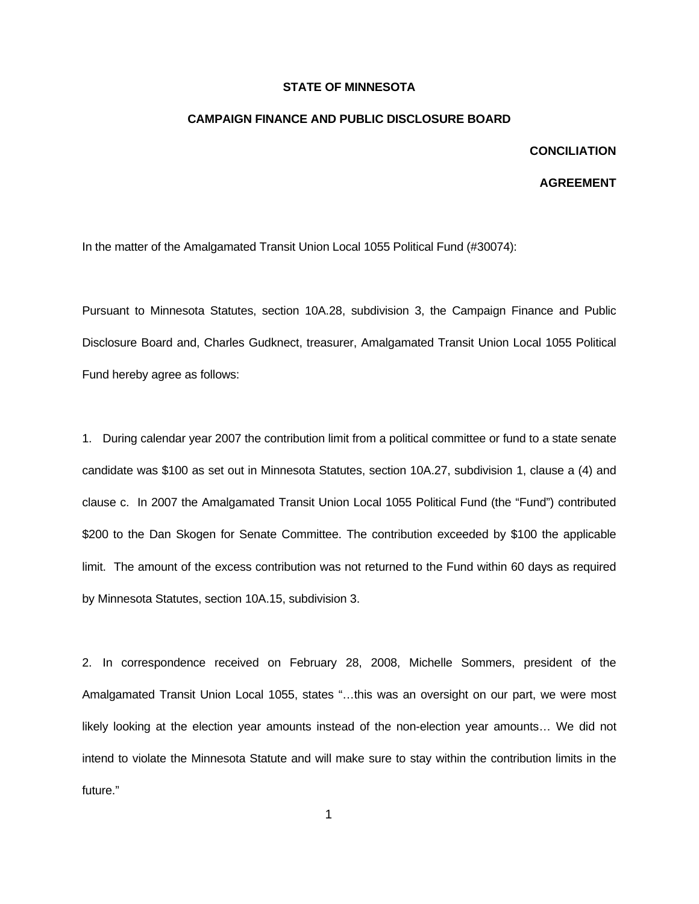**STATE OF MINNESOTA**

**CAMPAIGN FINANCE AND PUBLIC DISCLOSURE BOARD**

**CONCILIATION**

**AGREEMENT**

In the matter of the Amalgamated Transit Union Local 1055 Political Fund (#30074):

Pursuant to Minnesota Statutes, section 10A.28, subdivision 3, the Campaign Finance and Public Disclosure Board and, Charles Gudknect, treasurer, Amalgamated Transit Union Local 1055 Political Fund hereby agree as follows:

1. During calendar year 2007 the contribution limit from a political committee or fund to a state senate candidate was $100 as set out in Minnesota Statutes, section 10A.27, subdivision 1, clause a (4) and clause c. In 2007 the Amalgamated Transit Union Local 1055 Political Fund (the "Fund") contributed $200 to the Dan Skogen for Senate Committee. The contribution exceeded by $100 the applicable limit. The amount of the excess contribution was not returned to the Fund within 60 days as required by Minnesota Statutes, section 10A.15, subdivision 3.

2. In correspondence received on February 28, 2008, Michelle Sommers, president of the Amalgamated Transit Union Local 1055, states "…this was an oversight on our part, we were most likely looking at the election year amounts instead of the non-election year amounts… We did not intend to violate the Minnesota Statute and will make sure to stay within the contribution limits in the future."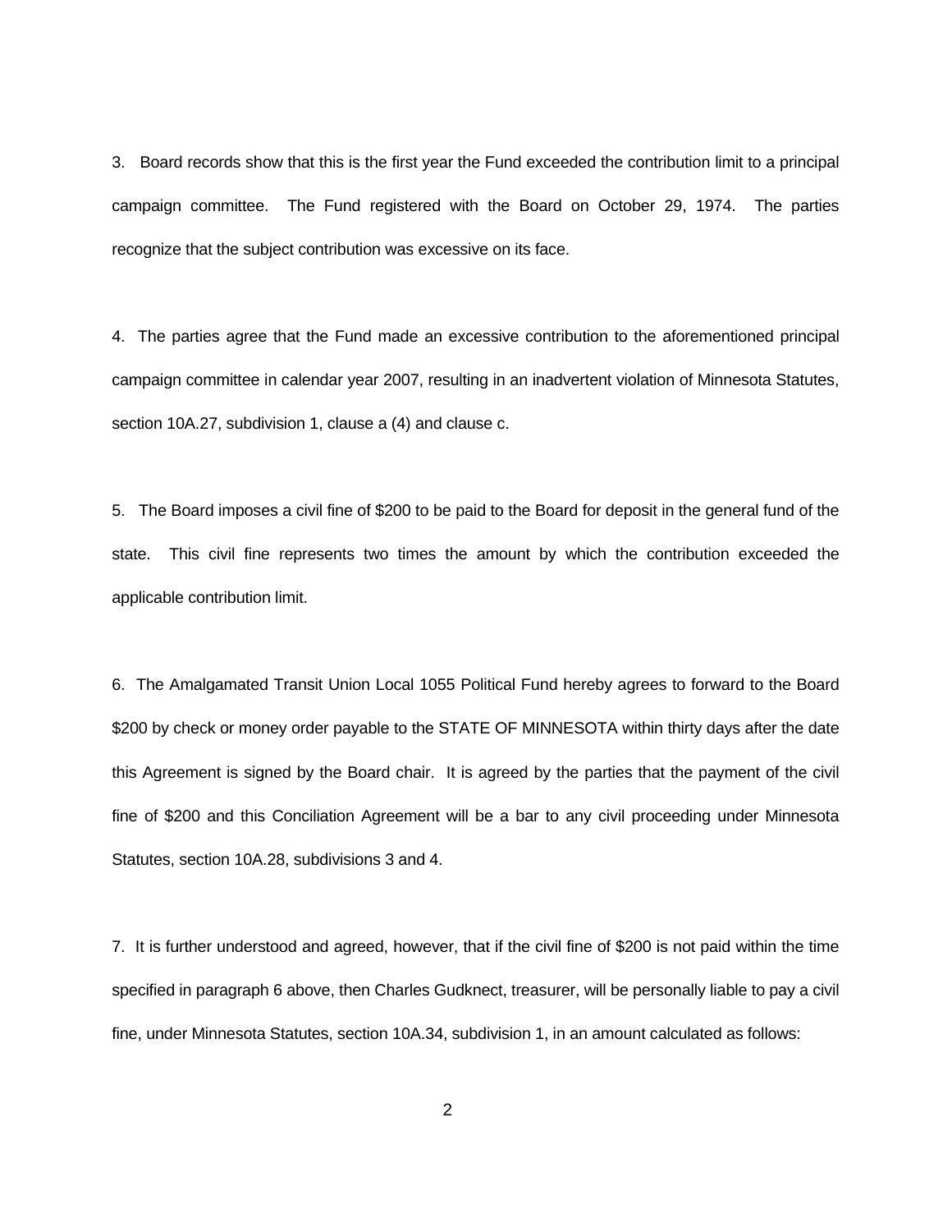3. Board records show that this is the first year the Fund exceeded the contribution limit to a principal campaign committee. The Fund registered with the Board on October 29, 1974. The parties recognize that the subject contribution was excessive on its face.

4. The parties agree that the Fund made an excessive contribution to the aforementioned principal campaign committee in calendar year 2007, resulting in an inadvertent violation of Minnesota Statutes, section 10A.27, subdivision 1, clause a (4) and clause c.

5. The Board imposes a civil fine of $200 to be paid to the Board for deposit in the general fund of the state. This civil fine represents two times the amount by which the contribution exceeded the applicable contribution limit.

6. The Amalgamated Transit Union Local 1055 Political Fund hereby agrees to forward to the Board $200 by check or money order payable to the STATE OF MINNESOTA within thirty days after the date this Agreement is signed by the Board chair. It is agreed by the parties that the payment of the civil fine of $200 and this Conciliation Agreement will be a bar to any civil proceeding under Minnesota Statutes, section 10A.28, subdivisions 3 and 4.

7. It is further understood and agreed, however, that if the civil fine of $200 is not paid within the time specified in paragraph 6 above, then Charles Gudknect, treasurer, will be personally liable to pay a civil fine, under Minnesota Statutes, section 10A.34, subdivision 1, in an amount calculated as follows: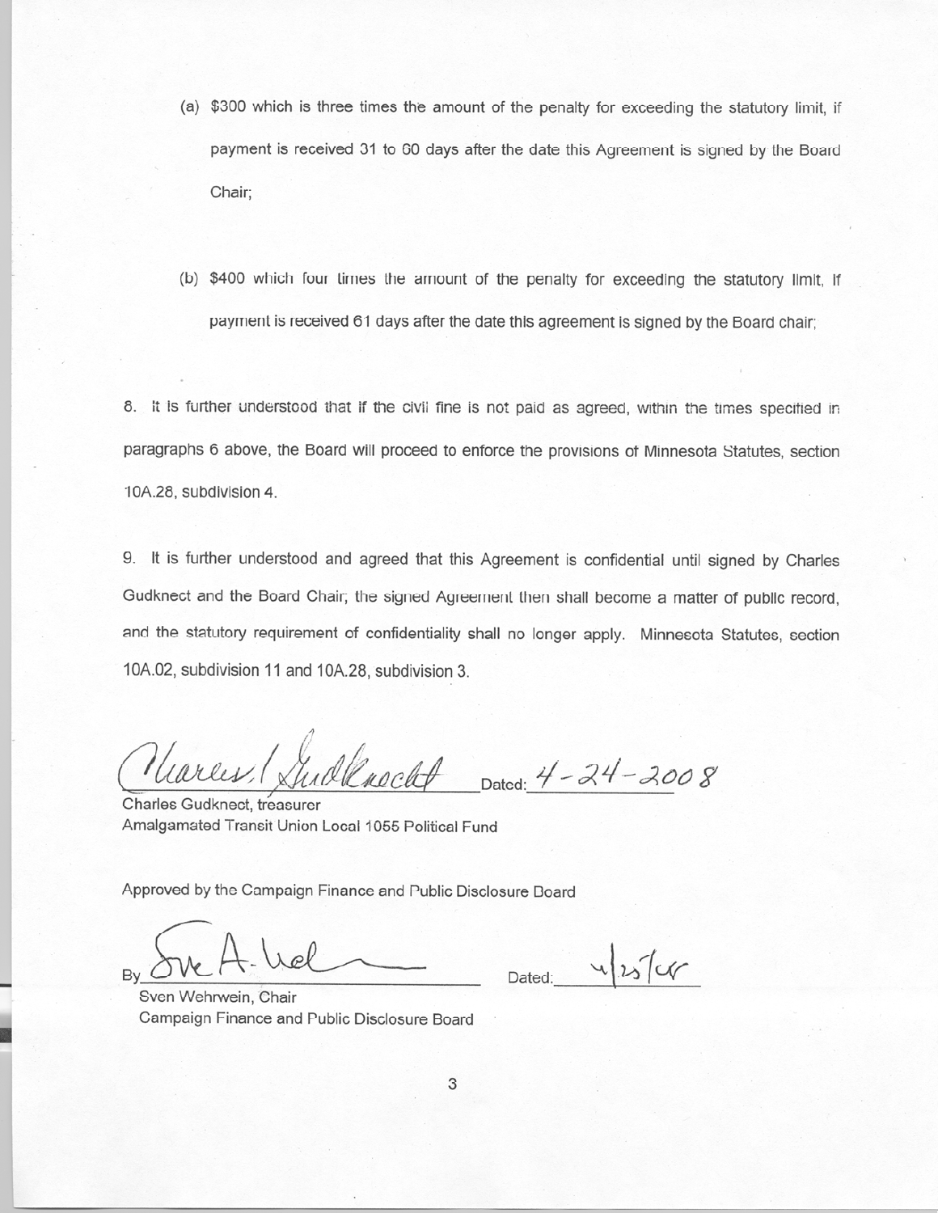(a) $300 which is three times the amount of the penalty for exceeding the statutory limit, if payment is received 31 to 60 days after the date this Agreement is signed by the Board Chair;

(b) $400 which four times the amount of the penalty for exceeding the statutory limit, if payment is received 61 days after the date this agreement is signed by the Board chair;

8. It is further understood that if the civil fine is not paid as agreed, within the times specified in paragraphs 6 above, the Board will proceed to enforce the provisions of Minnesota Statutes, section 10A.28, subdivision 4.

9. It is further understood and agreed that this Agreement is confidential until signed by Charles Gudknect and the Board Chair; the signed Agreement then shall become a matter of public record, and the statutory requirement of confidentiality shall no longer apply. Minnesota Statutes, section 10A.02, subdivision 11 and 10A.28, subdivision 3.

Charles Gudknecht Dated: 4-24-2008

Charles Gudknect, treasurer
Amalgamated Transit Union Local 1055 Political Fund

Approved by the Campaign Finance and Public Disclosure Board

By Sven A. Wehrwein Dated: 4/25/08

Sven Wehrwein, Chair
Campaign Finance and Public Disclosure Board